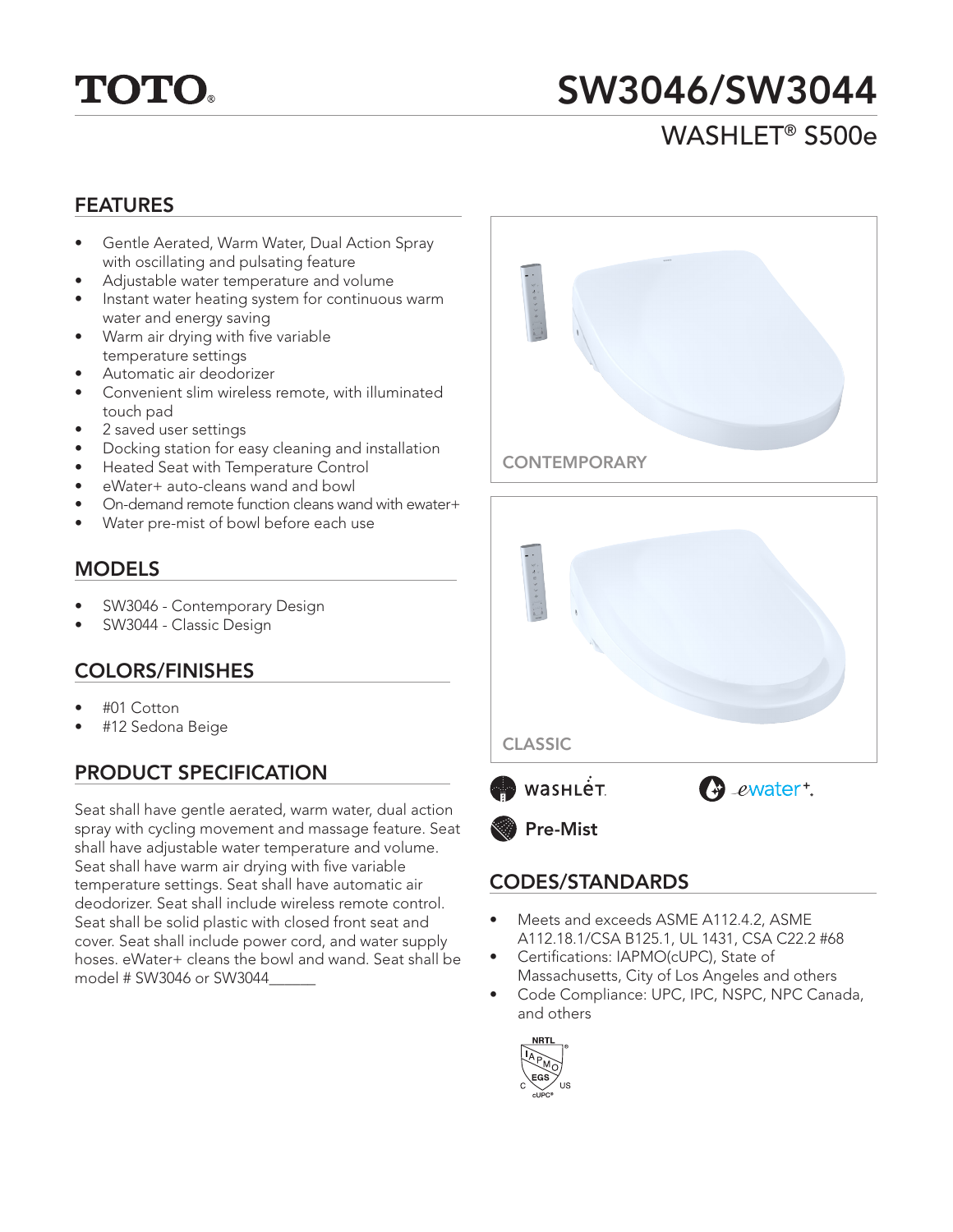# TOTO

# SW3046/SW3044

## WASHLET® S500e

## FEATURES

- Gentle Aerated, Warm Water, Dual Action Spray with oscillating and pulsating feature
- Adjustable water temperature and volume
- Instant water heating system for continuous warm water and energy saving
- Warm air drying with five variable temperature settings
- Automatic air deodorizer
- Convenient slim wireless remote, with illuminated touch pad
- 2 saved user settings
- Docking station for easy cleaning and installation
- Heated Seat with Temperature Control
- eWater+ auto-cleans wand and bowl
- On-demand remote function cleans wand with ewater+
- Water pre-mist of bowl before each use

## MODELS

- SW3046 - Contemporary Design
- SW3044 - Classic Design

## COLORS/FINISHES

- #01 Cotton
- #12 Sedona Beige

## PRODUCT SPECIFICATION

Seat shall have gentle aerated, warm water, dual action spray with cycling movement and massage feature. Seat shall have adjustable water temperature and volume. Seat shall have warm air drying with five variable temperature settings. Seat shall have automatic air deodorizer. Seat shall include wireless remote control. Seat shall be solid plastic with closed front seat and cover. Seat shall include power cord, and water supply hoses. eWater+ cleans the bowl and wand. Seat shall be model # SW3046 or SW3044______

CONTEMPORARY

CLASSIC

WASHLET ewater+ Pre-Mist

## CODES/STANDARDS

- Meets and exceeds ASME A112.4.2, ASME A112.18.1/CSA B125.1, UL 1431, CSA C22.2 #68
- Certifications: IAPMO(cUPC), State of Massachusetts, City of Los Angeles and others
- Code Compliance: UPC, IPC, NSPC, NPC Canada, and others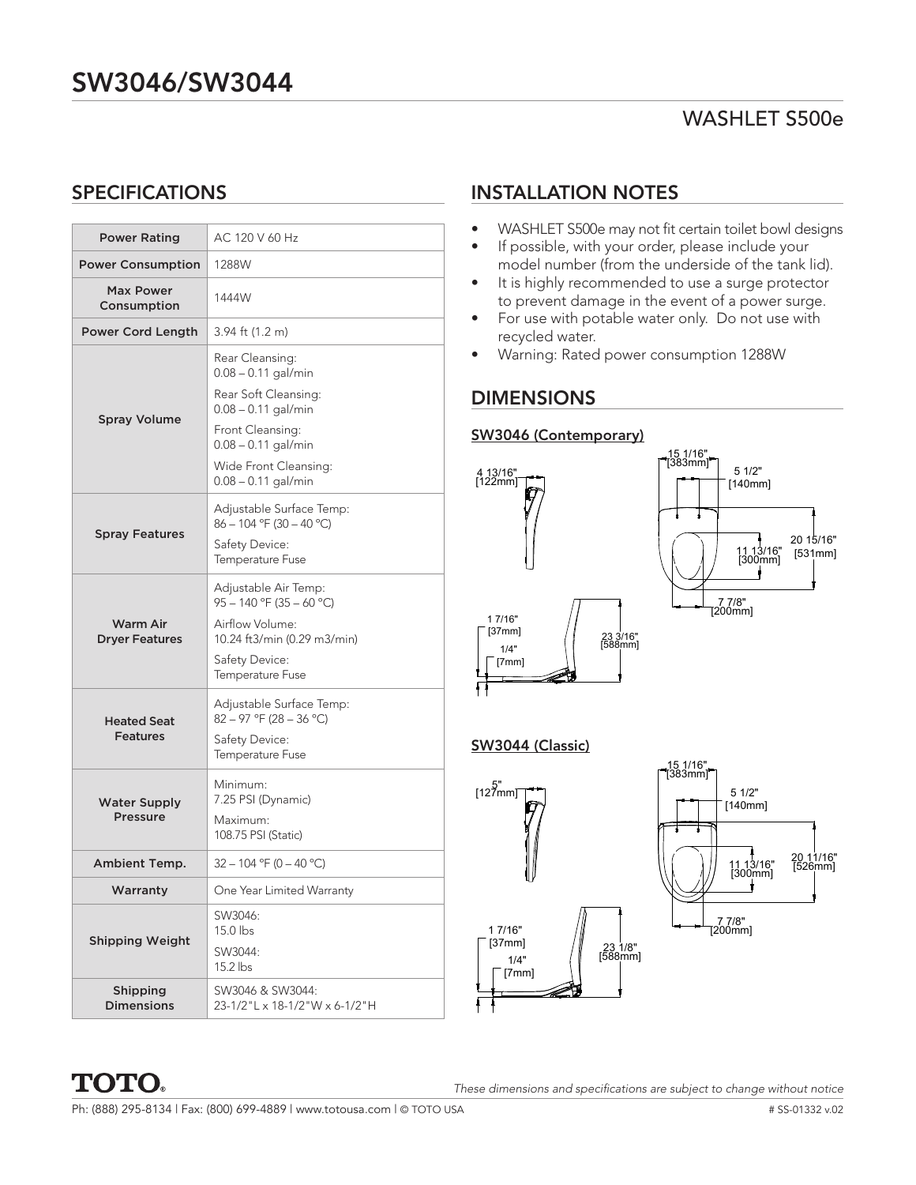# SW3046/SW3044

## WASHLET S500e

## SPECIFICATIONS

| | |
|---|---|
| Power Rating | AC 120 V 60 Hz |
| Power Consumption | 1288W |
| Max Power Consumption | 1444W |
| Power Cord Length | 3.94 ft (1.2 m) |
| Spray Volume | Rear Cleansing: 0.08 – 0.11 gal/min<br>Rear Soft Cleansing: 0.08 – 0.11 gal/min<br>Front Cleansing: 0.08 – 0.11 gal/min<br>Wide Front Cleansing: 0.08 – 0.11 gal/min |
| Spray Features | Adjustable Surface Temp: 86 – 104 °F (30 – 40 °C)<br>Safety Device: Temperature Fuse |
| Warm Air Dryer Features | Adjustable Air Temp: 95 – 140 °F (35 – 60 °C)<br>Airflow Volume: 10.24 ft3/min (0.29 m3/min)<br>Safety Device: Temperature Fuse |
| Heated Seat Features | Adjustable Surface Temp: 82 – 97 °F (28 – 36 °C)<br>Safety Device: Temperature Fuse |
| Water Supply Pressure | Minimum: 7.25 PSI (Dynamic)<br>Maximum: 108.75 PSI (Static) |
| Ambient Temp. | 32 – 104 °F (0 – 40 °C) |
| Warranty | One Year Limited Warranty |
| Shipping Weight | SW3046: 15.0 lbs<br>SW3044: 15.2 lbs |
| Shipping Dimensions | SW3046 & SW3044: 23-1/2"L x 18-1/2"W x 6-1/2"H |

## INSTALLATION NOTES

- WASHLET S500e may not fit certain toilet bowl designs
- If possible, with your order, please include your model number (from the underside of the tank lid).
- It is highly recommended to use a surge protector to prevent damage in the event of a power surge.
- For use with potable water only. Do not use with recycled water.
- Warning: Rated power consumption 1288W

## DIMENSIONS

### SW3046 (Contemporary)

4 13/16" [122mm]
15 1/16" [383mm]
5 1/2" [140mm]
20 15/16" [531mm]
11 13/16" [300mm]
7 7/8" [200mm]
1 7/16" [37mm]
1/4" [7mm]
23 3/16" [588mm]

### SW3044 (Classic)

5" [127mm]
15 1/16" [383mm]
5 1/2" [140mm]
20 11/16" [526mm]
11 13/16" [300mm]
7 7/8" [200mm]
1 7/16" [37mm]
1/4" [7mm]
23 1/8" [588mm]

TOTO

*These dimensions and specifications are subject to change without notice*

Ph: (888) 295-8134 | Fax: (800) 699-4889 | www.totousa.com | © TOTO USA

# SS-01332 v.02